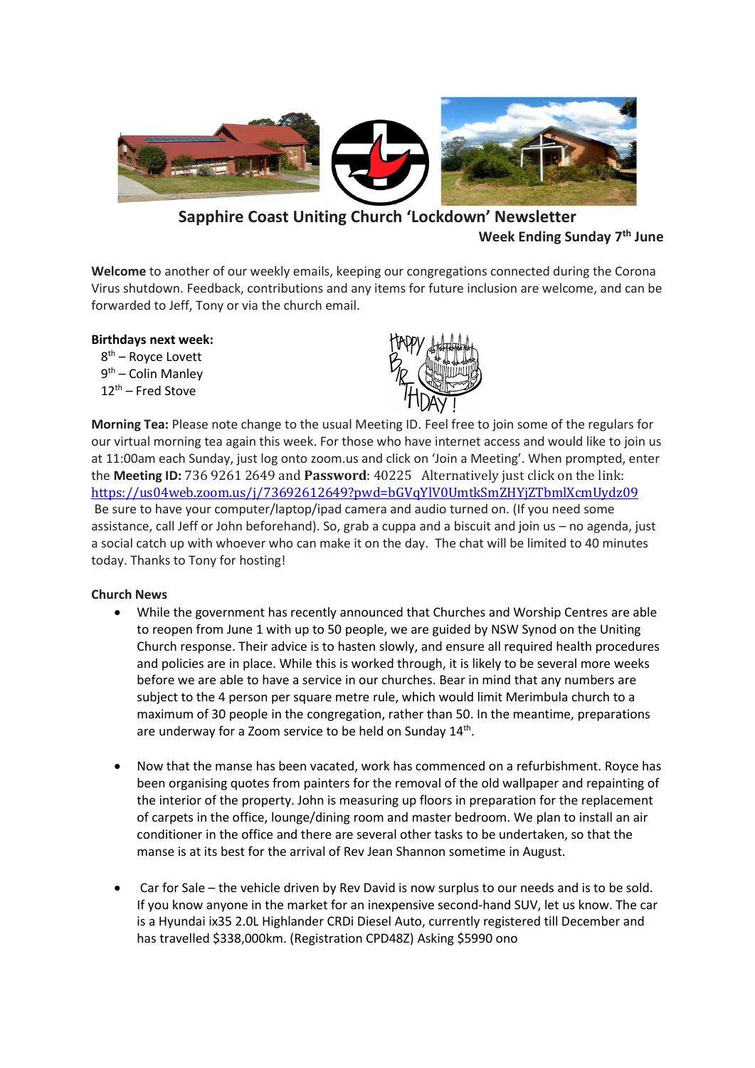# Sapphire Coast Uniting Church 'Lockdown' Newsletter

**Week Ending Sunday 7th June**

**Welcome** to another of our weekly emails, keeping our congregations connected during the Corona Virus shutdown. Feedback, contributions and any items for future inclusion are welcome, and can be forwarded to Jeff, Tony or via the church email.

**Birthdays next week:**

8th – Royce Lovett
9th – Colin Manley
12th – Fred Stove

**Morning Tea:** Please note change to the usual Meeting ID. Feel free to join some of the regulars for our virtual morning tea again this week. For those who have internet access and would like to join us at 11:00am each Sunday, just log onto zoom.us and click on 'Join a Meeting'. When prompted, enter the **Meeting ID:** 736 9261 2649 and **Password**: 40225 Alternatively just click on the link: https://us04web.zoom.us/j/73692612649?pwd=bGVqYlV0UmtkSmZHYjZTbmlXcmUydz09 Be sure to have your computer/laptop/ipad camera and audio turned on. (If you need some assistance, call Jeff or John beforehand). So, grab a cuppa and a biscuit and join us – no agenda, just a social catch up with whoever who can make it on the day. The chat will be limited to 40 minutes today. Thanks to Tony for hosting!

**Church News**

- While the government has recently announced that Churches and Worship Centres are able to reopen from June 1 with up to 50 people, we are guided by NSW Synod on the Uniting Church response. Their advice is to hasten slowly, and ensure all required health procedures and policies are in place. While this is worked through, it is likely to be several more weeks before we are able to have a service in our churches. Bear in mind that any numbers are subject to the 4 person per square metre rule, which would limit Merimbula church to a maximum of 30 people in the congregation, rather than 50. In the meantime, preparations are underway for a Zoom service to be held on Sunday 14th.

- Now that the manse has been vacated, work has commenced on a refurbishment. Royce has been organising quotes from painters for the removal of the old wallpaper and repainting of the interior of the property. John is measuring up floors in preparation for the replacement of carpets in the office, lounge/dining room and master bedroom. We plan to install an air conditioner in the office and there are several other tasks to be undertaken, so that the manse is at its best for the arrival of Rev Jean Shannon sometime in August.

- Car for Sale – the vehicle driven by Rev David is now surplus to our needs and is to be sold. If you know anyone in the market for an inexpensive second-hand SUV, let us know. The car is a Hyundai ix35 2.0L Highlander CRDi Diesel Auto, currently registered till December and has travelled $338,000km. (Registration CPD48Z) Asking $5990 ono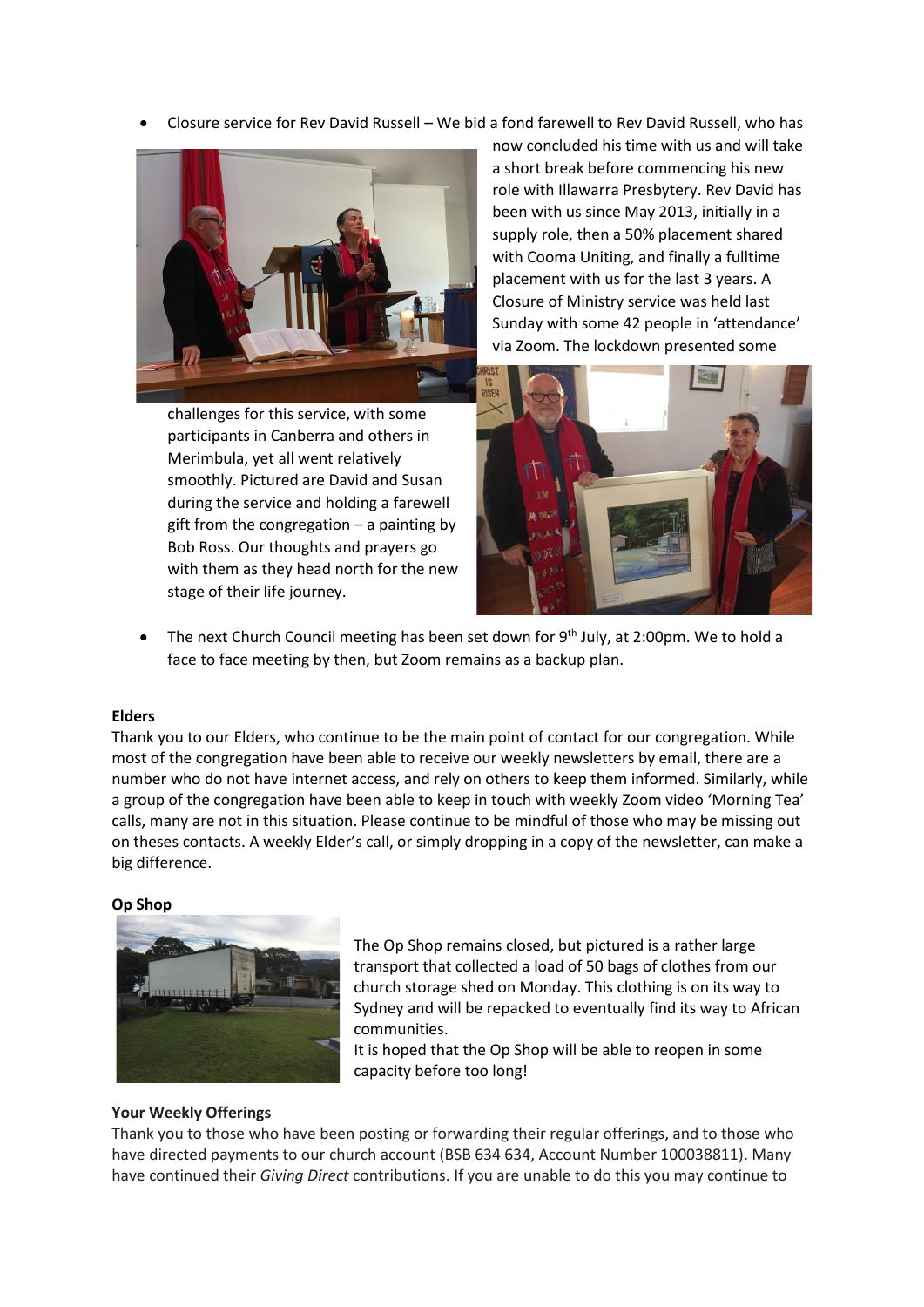- Closure service for Rev David Russell – We bid a fond farewell to Rev David Russell, who has now concluded his time with us and will take a short break before commencing his new role with Illawarra Presbytery. Rev David has been with us since May 2013, initially in a supply role, then a 50% placement shared with Cooma Uniting, and finally a fulltime placement with us for the last 3 years. A Closure of Ministry service was held last Sunday with some 42 people in 'attendance' via Zoom. The lockdown presented some challenges for this service, with some participants in Canberra and others in Merimbula, yet all went relatively smoothly. Pictured are David and Susan during the service and holding a farewell gift from the congregation – a painting by Bob Ross. Our thoughts and prayers go with them as they head north for the new stage of their life journey.

- The next Church Council meeting has been set down for 9th July, at 2:00pm. We to hold a face to face meeting by then, but Zoom remains as a backup plan.

**Elders**

Thank you to our Elders, who continue to be the main point of contact for our congregation. While most of the congregation have been able to receive our weekly newsletters by email, there are a number who do not have internet access, and rely on others to keep them informed. Similarly, while a group of the congregation have been able to keep in touch with weekly Zoom video 'Morning Tea' calls, many are not in this situation. Please continue to be mindful of those who may be missing out on theses contacts. A weekly Elder's call, or simply dropping in a copy of the newsletter, can make a big difference.

**Op Shop**

The Op Shop remains closed, but pictured is a rather large transport that collected a load of 50 bags of clothes from our church storage shed on Monday. This clothing is on its way to Sydney and will be repacked to eventually find its way to African communities.

It is hoped that the Op Shop will be able to reopen in some capacity before too long!

**Your Weekly Offerings**

Thank you to those who have been posting or forwarding their regular offerings, and to those who have directed payments to our church account (BSB 634 634, Account Number 100038811). Many have continued their *Giving Direct* contributions. If you are unable to do this you may continue to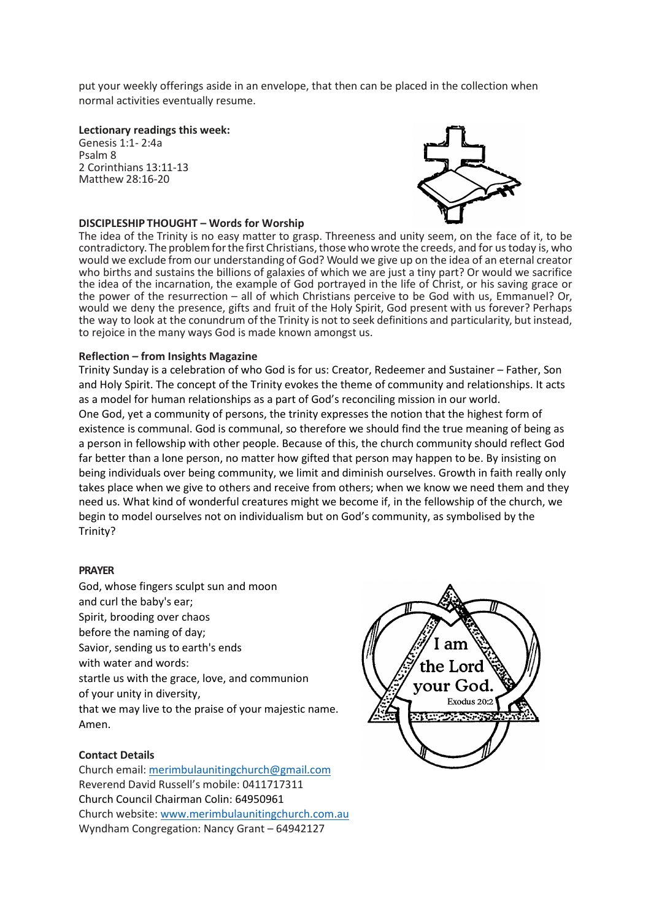put your weekly offerings aside in an envelope, that then can be placed in the collection when normal activities eventually resume.

**Lectionary readings this week:**
Genesis 1:1- 2:4a
Psalm 8
2 Corinthians 13:11-13
Matthew 28:16-20

**DISCIPLESHIP THOUGHT – Words for Worship**

The idea of the Trinity is no easy matter to grasp. Threeness and unity seem, on the face of it, to be contradictory. The problem for the first Christians, those who wrote the creeds, and for us today is, who would we exclude from our understanding of God? Would we give up on the idea of an eternal creator who births and sustains the billions of galaxies of which we are just a tiny part? Or would we sacrifice the idea of the incarnation, the example of God portrayed in the life of Christ, or his saving grace or the power of the resurrection – all of which Christians perceive to be God with us, Emmanuel? Or, would we deny the presence, gifts and fruit of the Holy Spirit, God present with us forever? Perhaps the way to look at the conundrum of the Trinity is not to seek definitions and particularity, but instead, to rejoice in the many ways God is made known amongst us.

**Reflection – from Insights Magazine**

Trinity Sunday is a celebration of who God is for us: Creator, Redeemer and Sustainer – Father, Son and Holy Spirit. The concept of the Trinity evokes the theme of community and relationships. It acts as a model for human relationships as a part of God's reconciling mission in our world.
One God, yet a community of persons, the trinity expresses the notion that the highest form of existence is communal. God is communal, so therefore we should find the true meaning of being as a person in fellowship with other people. Because of this, the church community should reflect God far better than a lone person, no matter how gifted that person may happen to be. By insisting on being individuals over being community, we limit and diminish ourselves. Growth in faith really only takes place when we give to others and receive from others; when we know we need them and they need us. What kind of wonderful creatures might we become if, in the fellowship of the church, we begin to model ourselves not on individualism but on God's community, as symbolised by the Trinity?

**PRAYER**

God, whose fingers sculpt sun and moon
and curl the baby's ear;
Spirit, brooding over chaos
before the naming of day;
Savior, sending us to earth's ends
with water and words:
startle us with the grace, love, and communion
of your unity in diversity,
that we may live to the praise of your majestic name.
Amen.

**Contact Details**

Church email: merimbulaunitingchurch@gmail.com
Reverend David Russell's mobile: 0411717311
Church Council Chairman Colin: 64950961
Church website: www.merimbulaunitingchurch.com.au
Wyndham Congregation: Nancy Grant – 64942127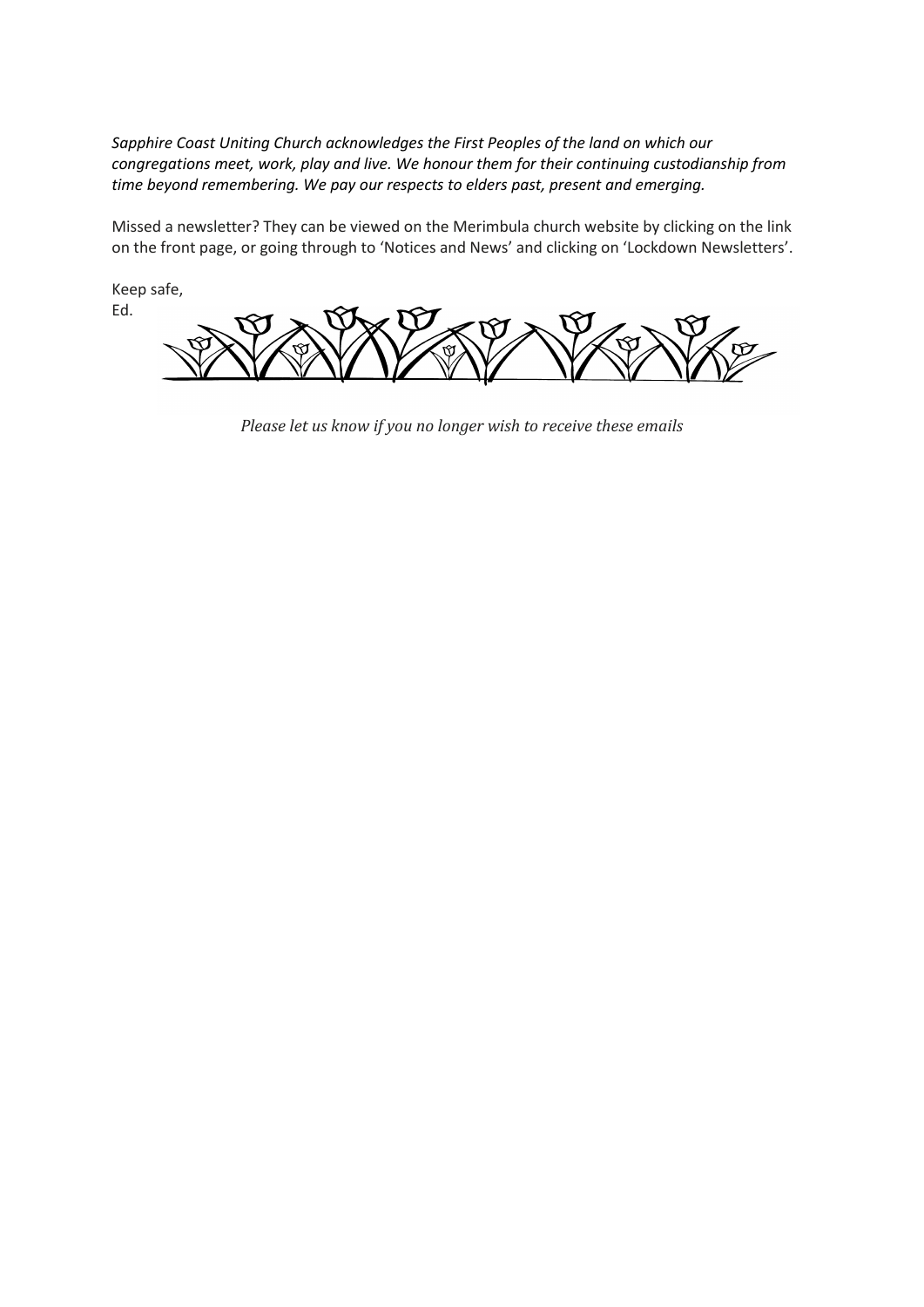*Sapphire Coast Uniting Church acknowledges the First Peoples of the land on which our congregations meet, work, play and live. We honour them for their continuing custodianship from time beyond remembering. We pay our respects to elders past, present and emerging.*

Missed a newsletter? They can be viewed on the Merimbula church website by clicking on the link on the front page, or going through to 'Notices and News' and clicking on 'Lockdown Newsletters'.

Keep safe,
Ed.

*Please let us know if you no longer wish to receive these emails*